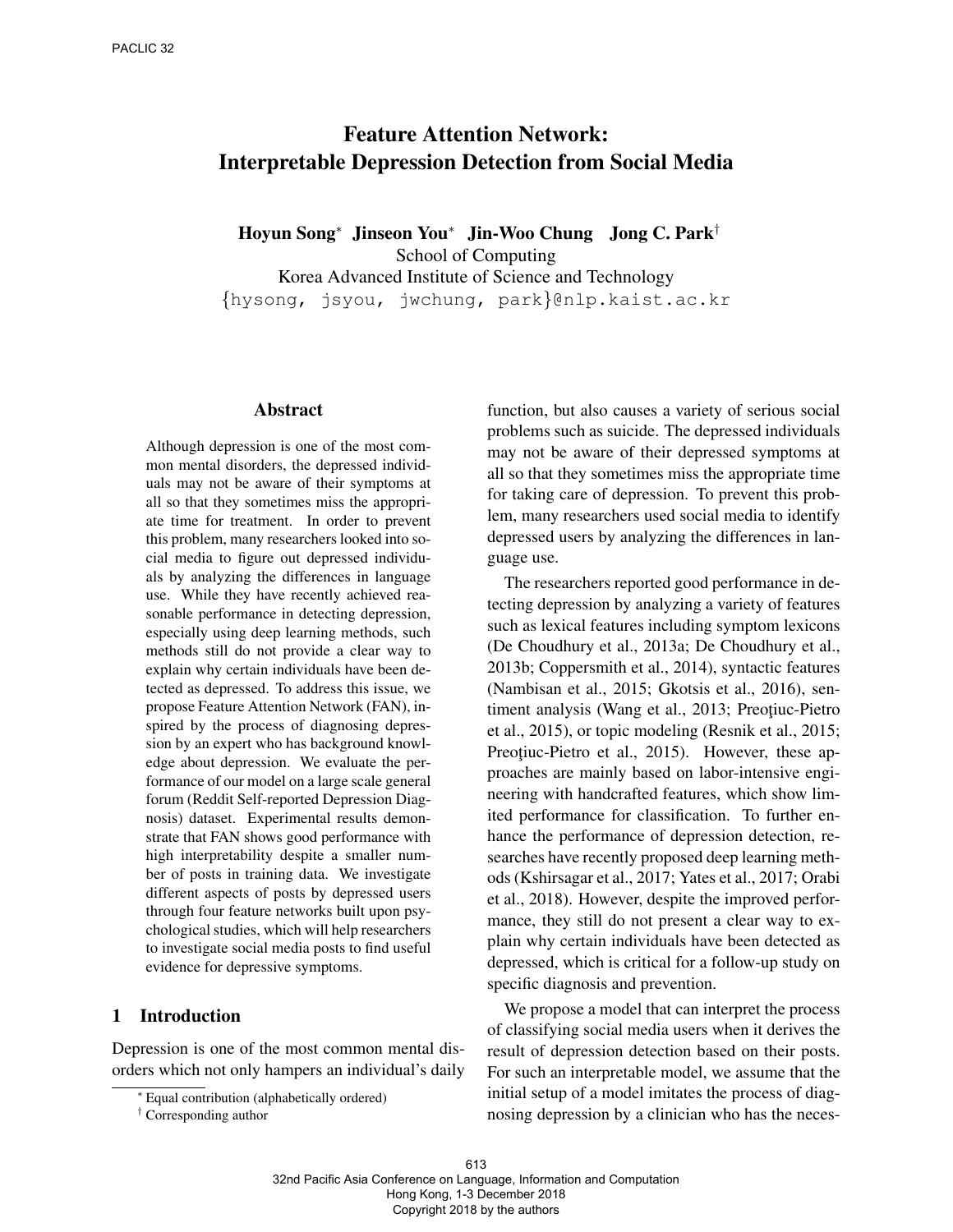# Feature Attention Network: Interpretable Depression Detection from Social Media

**Hoyun Song*** **Jinseon You*** **Jin-Woo Chung** **Jong C. Park†**

School of Computing
Korea Advanced Institute of Science and Technology
{hysong, jsyou, jwchung, park}@nlp.kaist.ac.kr

## Abstract

Although depression is one of the most common mental disorders, the depressed individuals may not be aware of their symptoms at all so that they sometimes miss the appropriate time for treatment. In order to prevent this problem, many researchers looked into social media to figure out depressed individuals by analyzing the differences in language use. While they have recently achieved reasonable performance in detecting depression, especially using deep learning methods, such methods still do not provide a clear way to explain why certain individuals have been detected as depressed. To address this issue, we propose Feature Attention Network (FAN), inspired by the process of diagnosing depression by an expert who has background knowledge about depression. We evaluate the performance of our model on a large scale general forum (Reddit Self-reported Depression Diagnosis) dataset. Experimental results demonstrate that FAN shows good performance with high interpretability despite a smaller number of posts in training data. We investigate different aspects of posts by depressed users through four feature networks built upon psychological studies, which will help researchers to investigate social media posts to find useful evidence for depressive symptoms.

## 1 Introduction

Depression is one of the most common mental disorders which not only hampers an individual's daily function, but also causes a variety of serious social problems such as suicide. The depressed individuals may not be aware of their depressed symptoms at all so that they sometimes miss the appropriate time for taking care of depression. To prevent this problem, many researchers used social media to identify depressed users by analyzing the differences in language use.

The researchers reported good performance in detecting depression by analyzing a variety of features such as lexical features including symptom lexicons (De Choudhury et al., 2013a; De Choudhury et al., 2013b; Coppersmith et al., 2014), syntactic features (Nambisan et al., 2015; Gkotsis et al., 2016), sentiment analysis (Wang et al., 2013; Preoţiuc-Pietro et al., 2015), or topic modeling (Resnik et al., 2015; Preoţiuc-Pietro et al., 2015). However, these approaches are mainly based on labor-intensive engineering with handcrafted features, which show limited performance for classification. To further enhance the performance of depression detection, researches have recently proposed deep learning methods (Kshirsagar et al., 2017; Yates et al., 2017; Orabi et al., 2018). However, despite the improved performance, they still do not present a clear way to explain why certain individuals have been detected as depressed, which is critical for a follow-up study on specific diagnosis and prevention.

We propose a model that can interpret the process of classifying social media users when it derives the result of depression detection based on their posts. For such an interpretable model, we assume that the initial setup of a model imitates the process of diagnosing depression by a clinician who has the neces-

* Equal contribution (alphabetically ordered)

† Corresponding author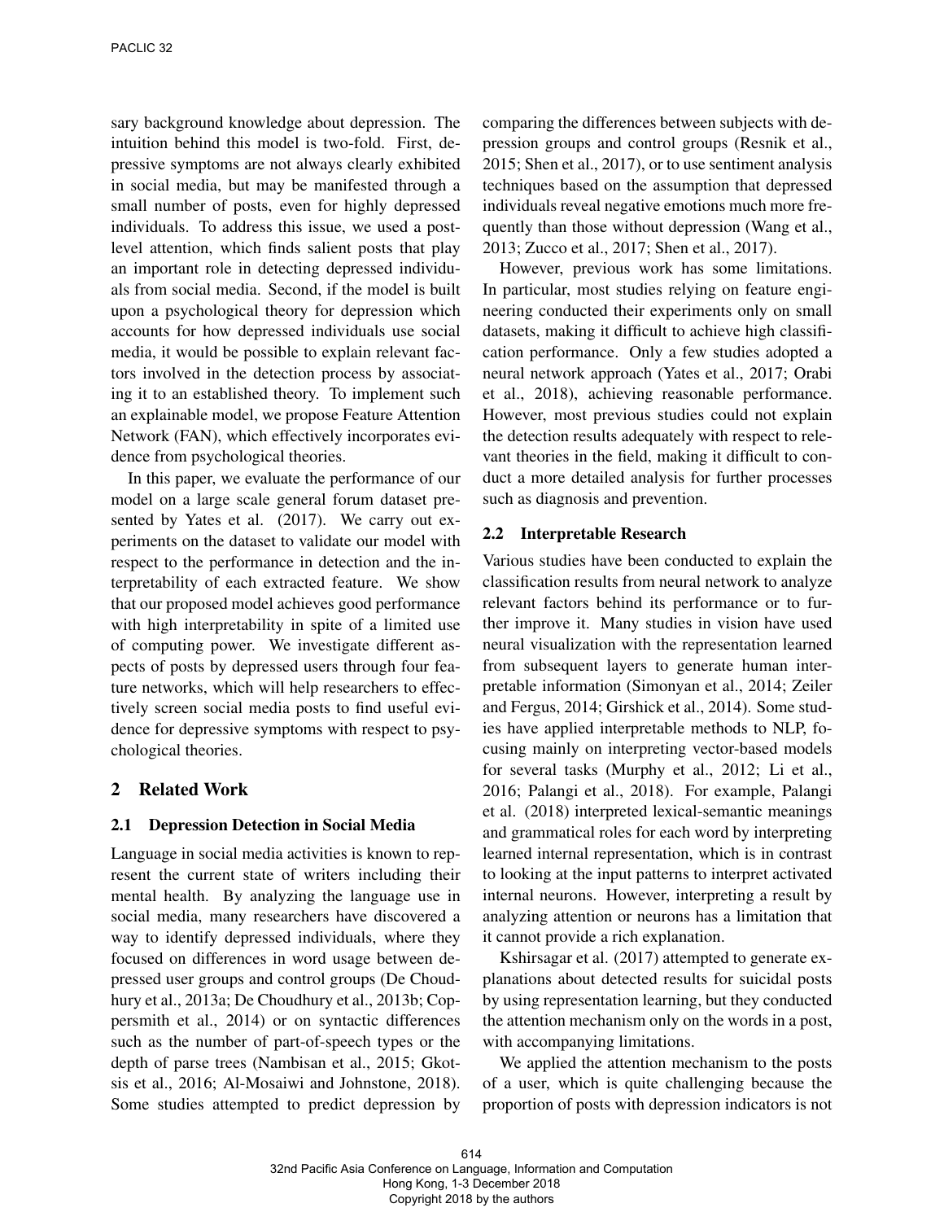sary background knowledge about depression. The intuition behind this model is two-fold. First, depressive symptoms are not always clearly exhibited in social media, but may be manifested through a small number of posts, even for highly depressed individuals. To address this issue, we used a post-level attention, which finds salient posts that play an important role in detecting depressed individuals from social media. Second, if the model is built upon a psychological theory for depression which accounts for how depressed individuals use social media, it would be possible to explain relevant factors involved in the detection process by associating it to an established theory. To implement such an explainable model, we propose Feature Attention Network (FAN), which effectively incorporates evidence from psychological theories.

In this paper, we evaluate the performance of our model on a large scale general forum dataset presented by Yates et al. (2017). We carry out experiments on the dataset to validate our model with respect to the performance in detection and the interpretability of each extracted feature. We show that our proposed model achieves good performance with high interpretability in spite of a limited use of computing power. We investigate different aspects of posts by depressed users through four feature networks, which will help researchers to effectively screen social media posts to find useful evidence for depressive symptoms with respect to psychological theories.

## 2 Related Work

### 2.1 Depression Detection in Social Media

Language in social media activities is known to represent the current state of writers including their mental health. By analyzing the language use in social media, many researchers have discovered a way to identify depressed individuals, where they focused on differences in word usage between depressed user groups and control groups (De Choudhury et al., 2013a; De Choudhury et al., 2013b; Coppersmith et al., 2014) or on syntactic differences such as the number of part-of-speech types or the depth of parse trees (Nambisan et al., 2015; Gkotsis et al., 2016; Al-Mosaiwi and Johnstone, 2018). Some studies attempted to predict depression by comparing the differences between subjects with depression groups and control groups (Resnik et al., 2015; Shen et al., 2017), or to use sentiment analysis techniques based on the assumption that depressed individuals reveal negative emotions much more frequently than those without depression (Wang et al., 2013; Zucco et al., 2017; Shen et al., 2017).

However, previous work has some limitations. In particular, most studies relying on feature engineering conducted their experiments only on small datasets, making it difficult to achieve high classification performance. Only a few studies adopted a neural network approach (Yates et al., 2017; Orabi et al., 2018), achieving reasonable performance. However, most previous studies could not explain the detection results adequately with respect to relevant theories in the field, making it difficult to conduct a more detailed analysis for further processes such as diagnosis and prevention.

### 2.2 Interpretable Research

Various studies have been conducted to explain the classification results from neural network to analyze relevant factors behind its performance or to further improve it. Many studies in vision have used neural visualization with the representation learned from subsequent layers to generate human interpretable information (Simonyan et al., 2014; Zeiler and Fergus, 2014; Girshick et al., 2014). Some studies have applied interpretable methods to NLP, focusing mainly on interpreting vector-based models for several tasks (Murphy et al., 2012; Li et al., 2016; Palangi et al., 2018). For example, Palangi et al. (2018) interpreted lexical-semantic meanings and grammatical roles for each word by interpreting learned internal representation, which is in contrast to looking at the input patterns to interpret activated internal neurons. However, interpreting a result by analyzing attention or neurons has a limitation that it cannot provide a rich explanation.

Kshirsagar et al. (2017) attempted to generate explanations about detected results for suicidal posts by using representation learning, but they conducted the attention mechanism only on the words in a post, with accompanying limitations.

We applied the attention mechanism to the posts of a user, which is quite challenging because the proportion of posts with depression indicators is not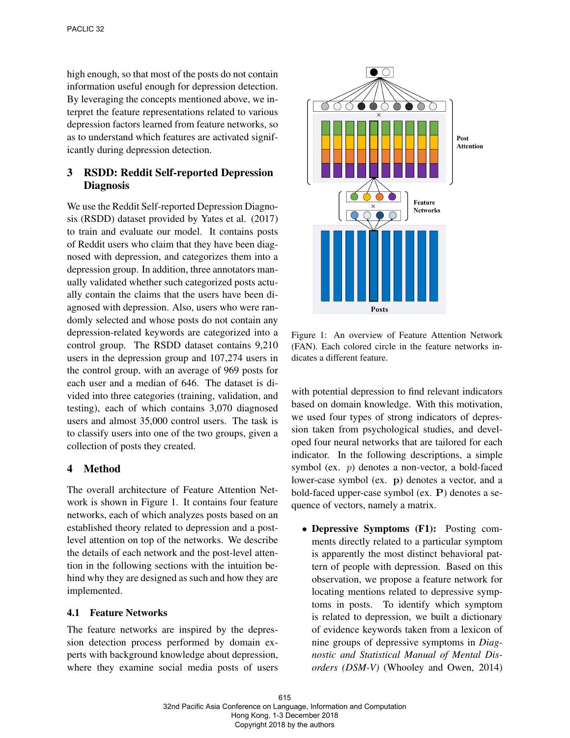high enough, so that most of the posts do not contain information useful enough for depression detection. By leveraging the concepts mentioned above, we interpret the feature representations related to various depression factors learned from feature networks, so as to understand which features are activated significantly during depression detection.

## 3 RSDD: Reddit Self-reported Depression Diagnosis

We use the Reddit Self-reported Depression Diagnosis (RSDD) dataset provided by Yates et al. (2017) to train and evaluate our model. It contains posts of Reddit users who claim that they have been diagnosed with depression, and categorizes them into a depression group. In addition, three annotators manually validated whether such categorized posts actually contain the claims that the users have been diagnosed with depression. Also, users who were randomly selected and whose posts do not contain any depression-related keywords are categorized into a control group. The RSDD dataset contains 9,210 users in the depression group and 107,274 users in the control group, with an average of 969 posts for each user and a median of 646. The dataset is divided into three categories (training, validation, and testing), each of which contains 3,070 diagnosed users and almost 35,000 control users. The task is to classify users into one of the two groups, given a collection of posts they created.

## 4 Method

The overall architecture of Feature Attention Network is shown in Figure 1. It contains four feature networks, each of which analyzes posts based on an established theory related to depression and a post-level attention on top of the networks. We describe the details of each network and the post-level attention in the following sections with the intuition behind why they are designed as such and how they are implemented.

### 4.1 Feature Networks

The feature networks are inspired by the depression detection process performed by domain experts with background knowledge about depression, where they examine social media posts of users with potential depression to find relevant indicators based on domain knowledge. With this motivation, we used four types of strong indicators of depression taken from psychological studies, and developed four neural networks that are tailored for each indicator. In the following descriptions, a simple symbol (ex. $p$) denotes a non-vector, a bold-faced lower-case symbol (ex. $\mathbf{p}$) denotes a vector, and a bold-faced upper-case symbol (ex. $\mathbf{P}$) denotes a sequence of vectors, namely a matrix.

Post Attention

Feature Networks

Posts

Figure 1: An overview of Feature Attention Network (FAN). Each colored circle in the feature networks indicates a different feature.

- **Depressive Symptoms (F1):** Posting comments directly related to a particular symptom is apparently the most distinct behavioral pattern of people with depression. Based on this observation, we propose a feature network for locating mentions related to depressive symptoms in posts. To identify which symptom is related to depression, we built a dictionary of evidence keywords taken from a lexicon of nine groups of depressive symptoms in *Diagnostic and Statistical Manual of Mental Disorders (DSM-V)* (Whooley and Owen, 2014)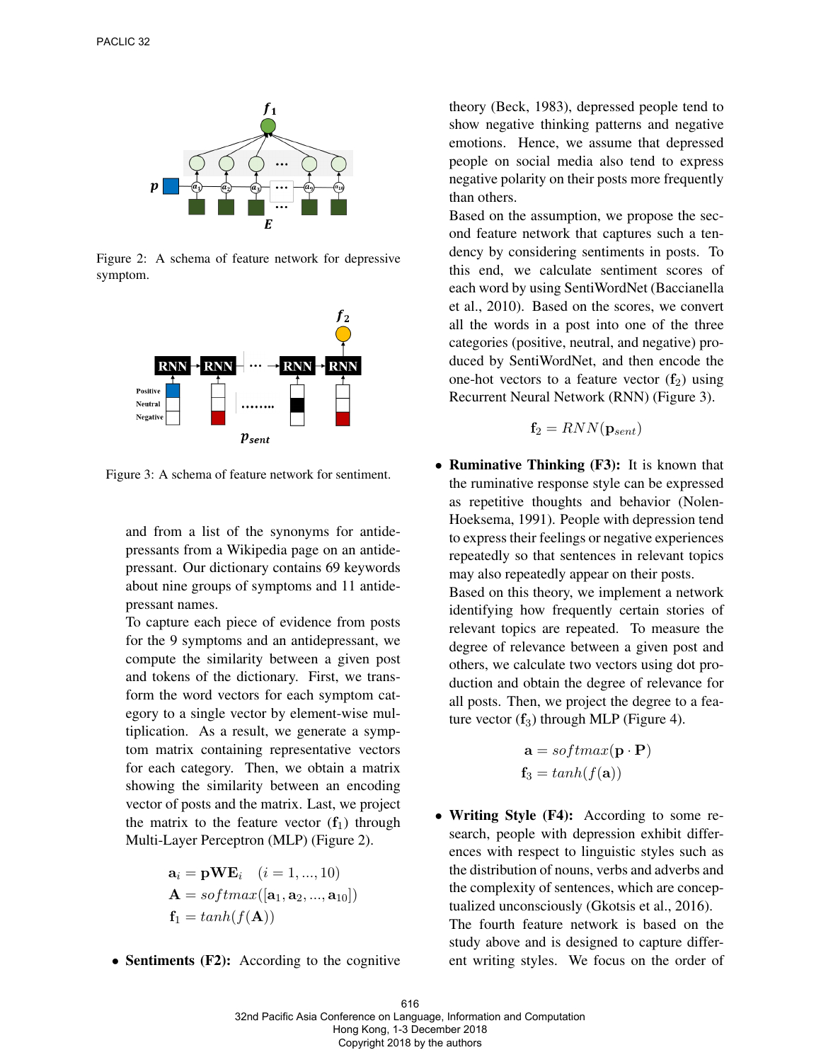Figure 2: A schema of feature network for depressive symptom.

Figure 3: A schema of feature network for sentiment.

and from a list of the synonyms for antidepressants from a Wikipedia page on an antidepressant. Our dictionary contains 69 keywords about nine groups of symptoms and 11 antidepressant names.

To capture each piece of evidence from posts for the 9 symptoms and an antidepressant, we compute the similarity between a given post and tokens of the dictionary. First, we transform the word vectors for each symptom category to a single vector by element-wise multiplication. As a result, we generate a symptom matrix containing representative vectors for each category. Then, we obtain a matrix showing the similarity between an encoding vector of posts and the matrix. Last, we project the matrix to the feature vector ($\mathbf{f}_1$) through Multi-Layer Perceptron (MLP) (Figure 2).

$$\mathbf{a}_i = \mathbf{pWE}_i \quad (i = 1, ..., 10)$$
$$\mathbf{A} = softmax([\mathbf{a}_1, \mathbf{a}_2, ..., \mathbf{a}_{10}])$$
$$\mathbf{f}_1 = tanh(f(\mathbf{A}))$$

- **Sentiments (F2):** According to the cognitive theory (Beck, 1983), depressed people tend to show negative thinking patterns and negative emotions. Hence, we assume that depressed people on social media also tend to express negative polarity on their posts more frequently than others.

  Based on the assumption, we propose the second feature network that captures such a tendency by considering sentiments in posts. To this end, we calculate sentiment scores of each word by using SentiWordNet (Baccianella et al., 2010). Based on the scores, we convert all the words in a post into one of the three categories (positive, neutral, and negative) produced by SentiWordNet, and then encode the one-hot vectors to a feature vector ($\mathbf{f}_2$) using Recurrent Neural Network (RNN) (Figure 3).

$$\mathbf{f}_2 = RNN(\mathbf{p}_{sent})$$

- **Ruminative Thinking (F3):** It is known that the ruminative response style can be expressed as repetitive thoughts and behavior (Nolen-Hoeksema, 1991). People with depression tend to express their feelings or negative experiences repeatedly so that sentences in relevant topics may also repeatedly appear on their posts.

  Based on this theory, we implement a network identifying how frequently certain stories of relevant topics are repeated. To measure the degree of relevance between a given post and others, we calculate two vectors using dot production and obtain the degree of relevance for all posts. Then, we project the degree to a feature vector ($\mathbf{f}_3$) through MLP (Figure 4).

$$\mathbf{a} = softmax(\mathbf{p} \cdot \mathbf{P})$$
$$\mathbf{f}_3 = tanh(f(\mathbf{a}))$$

- **Writing Style (F4):** According to some research, people with depression exhibit differences with respect to linguistic styles such as the distribution of nouns, verbs and adverbs and the complexity of sentences, which are conceptualized unconsciously (Gkotsis et al., 2016).

  The fourth feature network is based on the study above and is designed to capture different writing styles. We focus on the order of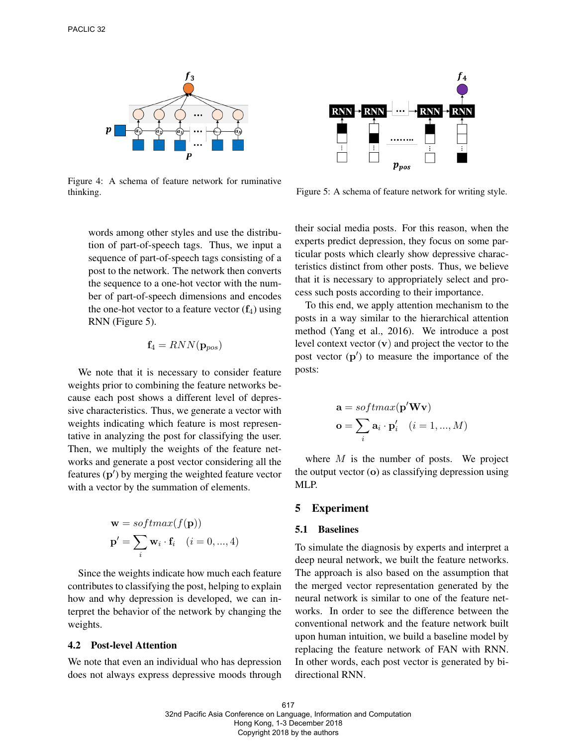Figure 4: A schema of feature network for ruminative thinking.

Figure 5: A schema of feature network for writing style.

words among other styles and use the distribution of part-of-speech tags. Thus, we input a sequence of part-of-speech tags consisting of a post to the network. The network then converts the sequence to a one-hot vector with the number of part-of-speech dimensions and encodes the one-hot vector to a feature vector ($\mathbf{f}_4$) using RNN (Figure 5).

$$\mathbf{f}_4 = RNN(\mathbf{p}_{pos})$$

We note that it is necessary to consider feature weights prior to combining the feature networks because each post shows a different level of depressive characteristics. Thus, we generate a vector with weights indicating which feature is most representative in analyzing the post for classifying the user. Then, we multiply the weights of the feature networks and generate a post vector considering all the features ($\mathbf{p}'$) by merging the weighted feature vector with a vector by the summation of elements.

$$\mathbf{w} = softmax(f(\mathbf{p}))$$
$$\mathbf{p}' = \sum_i \mathbf{w}_i \cdot \mathbf{f}_i \quad (i = 0, ..., 4)$$

Since the weights indicate how much each feature contributes to classifying the post, helping to explain how and why depression is developed, we can interpret the behavior of the network by changing the weights.

### 4.2 Post-level Attention

We note that even an individual who has depression does not always express depressive moods through their social media posts. For this reason, when the experts predict depression, they focus on some particular posts which clearly show depressive characteristics distinct from other posts. Thus, we believe that it is necessary to appropriately select and process such posts according to their importance.

To this end, we apply attention mechanism to the posts in a way similar to the hierarchical attention method (Yang et al., 2016). We introduce a post level context vector ($\mathbf{v}$) and project the vector to the post vector ($\mathbf{p}'$) to measure the importance of the posts:

$$\mathbf{a} = softmax(\mathbf{p}'\mathbf{W}\mathbf{v})$$
$$\mathbf{o} = \sum_i \mathbf{a}_i \cdot \mathbf{p}'_i \quad (i = 1, ..., M)$$

where $M$ is the number of posts. We project the output vector ($\mathbf{o}$) as classifying depression using MLP.

## 5 Experiment

### 5.1 Baselines

To simulate the diagnosis by experts and interpret a deep neural network, we built the feature networks. The approach is also based on the assumption that the merged vector representation generated by the neural network is similar to one of the feature networks. In order to see the difference between the conventional network and the feature network built upon human intuition, we build a baseline model by replacing the feature network of FAN with RNN. In other words, each post vector is generated by bi-directional RNN.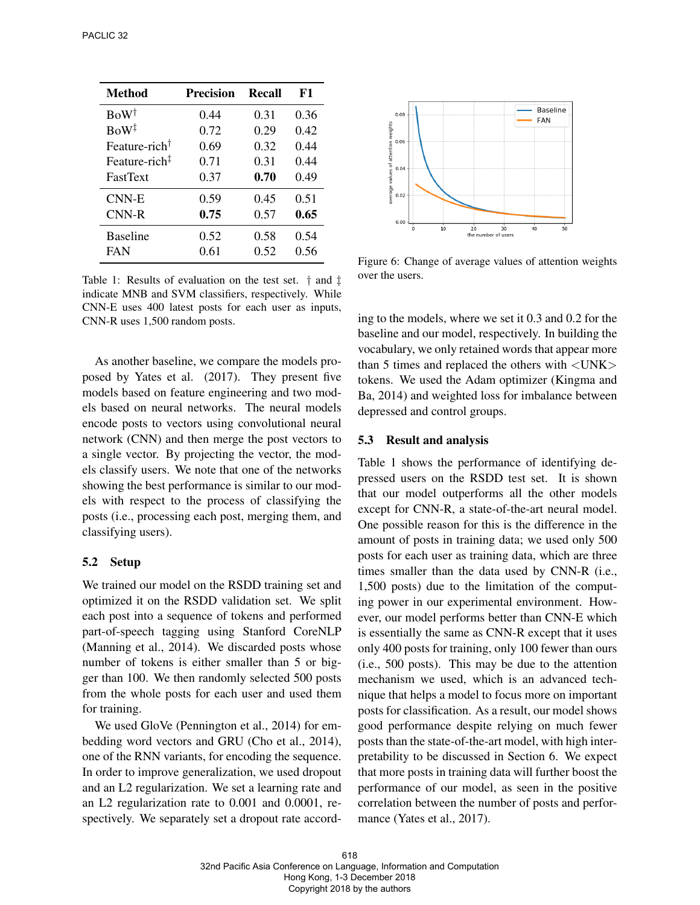| Method | Precision | Recall | F1 |
|---|---|---|---|
| BoW[†] | 0.44 | 0.31 | 0.36 |
| BoW[‡] | 0.72 | 0.29 | 0.42 |
| Feature-rich[†] | 0.69 | 0.32 | 0.44 |
| Feature-rich[‡] | 0.71 | 0.31 | 0.44 |
| FastText | 0.37 | **0.70** | 0.49 |
| CNN-E | 0.59 | 0.45 | 0.51 |
| CNN-R | **0.75** | 0.57 | **0.65** |
| Baseline | 0.52 | 0.58 | 0.54 |
| FAN | 0.61 | 0.52 | 0.56 |

Table 1: Results of evaluation on the test set. † and ‡ indicate MNB and SVM classifiers, respectively. While CNN-E uses 400 latest posts for each user as inputs, CNN-R uses 1,500 random posts.

As another baseline, we compare the models proposed by Yates et al. (2017). They present five models based on feature engineering and two models based on neural networks. The neural models encode posts to vectors using convolutional neural network (CNN) and then merge the post vectors to a single vector. By projecting the vector, the models classify users. We note that one of the networks showing the best performance is similar to our models with respect to the process of classifying the posts (i.e., processing each post, merging them, and classifying users).

### 5.2 Setup

We trained our model on the RSDD training set and optimized it on the RSDD validation set. We split each post into a sequence of tokens and performed part-of-speech tagging using Stanford CoreNLP (Manning et al., 2014). We discarded posts whose number of tokens is either smaller than 5 or bigger than 100. We then randomly selected 500 posts from the whole posts for each user and used them for training.

We used GloVe (Pennington et al., 2014) for embedding word vectors and GRU (Cho et al., 2014), one of the RNN variants, for encoding the sequence. In order to improve generalization, we used dropout and an L2 regularization. We set a learning rate and an L2 regularization rate to 0.001 and 0.0001, respectively. We separately set a dropout rate according to the models, where we set it 0.3 and 0.2 for the baseline and our model, respectively. In building the vocabulary, we only retained words that appear more than 5 times and replaced the others with <UNK> tokens. We used the Adam optimizer (Kingma and Ba, 2014) and weighted loss for imbalance between depressed and control groups.

Baseline
FAN
average values of attention weights
0.08
0.06
0.04
0.02
0.00
0
10
20
30
40
50
the number of users

Figure 6: Change of average values of attention weights over the users.

### 5.3 Result and analysis

Table 1 shows the performance of identifying depressed users on the RSDD test set. It is shown that our model outperforms all the other models except for CNN-R, a state-of-the-art neural model. One possible reason for this is the difference in the amount of posts in training data; we used only 500 posts for each user as training data, which are three times smaller than the data used by CNN-R (i.e., 1,500 posts) due to the limitation of the computing power in our experimental environment. However, our model performs better than CNN-E which is essentially the same as CNN-R except that it uses only 400 posts for training, only 100 fewer than ours (i.e., 500 posts). This may be due to the attention mechanism we used, which is an advanced technique that helps a model to focus more on important posts for classification. As a result, our model shows good performance despite relying on much fewer posts than the state-of-the-art model, with high interpretability to be discussed in Section 6. We expect that more posts in training data will further boost the performance of our model, as seen in the positive correlation between the number of posts and performance (Yates et al., 2017).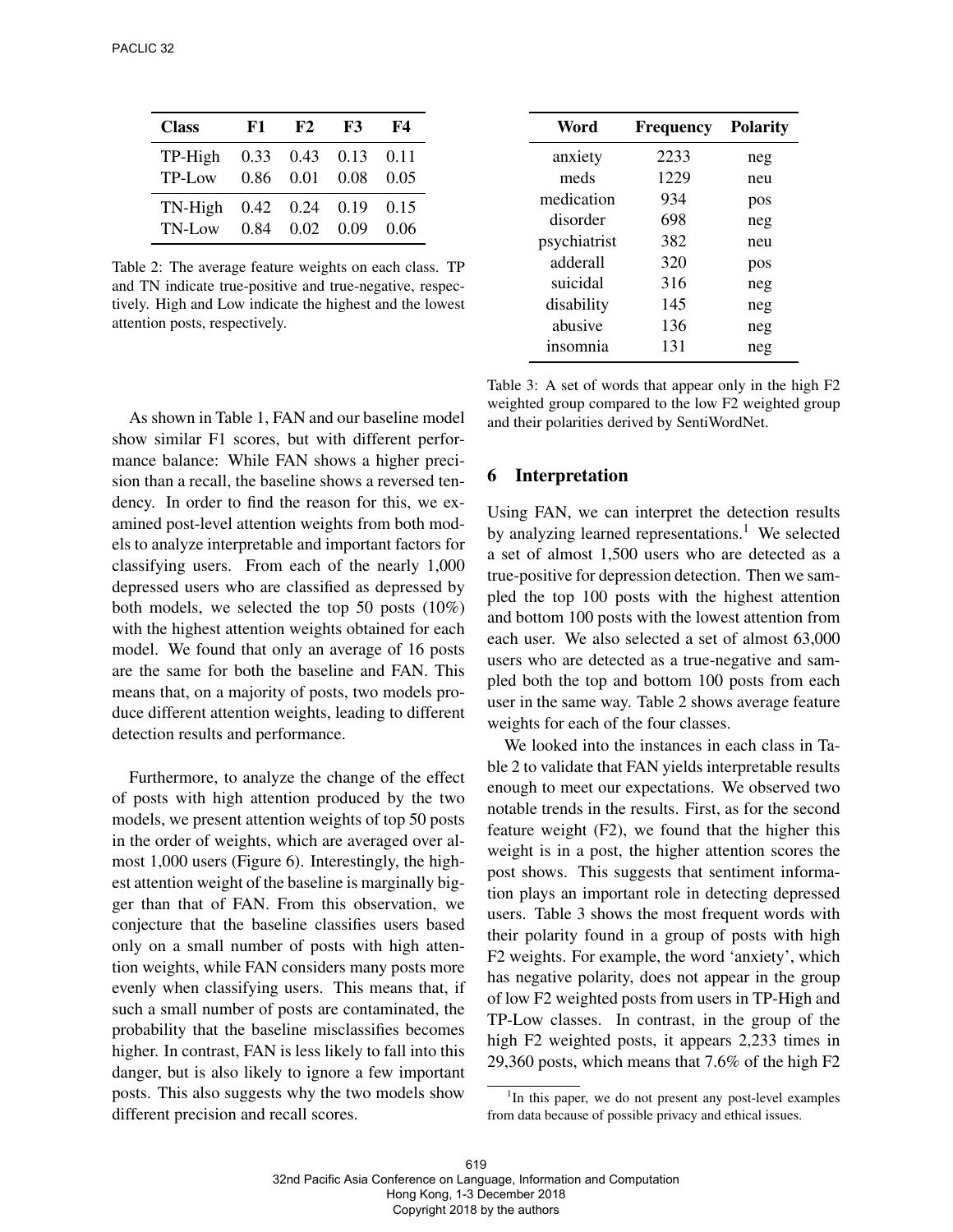| Class | F1 | F2 | F3 | F4 |
|---|---|---|---|---|
| TP-High | 0.33 | 0.43 | 0.13 | 0.11 |
| TP-Low | 0.86 | 0.01 | 0.08 | 0.05 |
| TN-High | 0.42 | 0.24 | 0.19 | 0.15 |
| TN-Low | 0.84 | 0.02 | 0.09 | 0.06 |

Table 2: The average feature weights on each class. TP and TN indicate true-positive and true-negative, respectively. High and Low indicate the highest and the lowest attention posts, respectively.

As shown in Table 1, FAN and our baseline model show similar F1 scores, but with different performance balance: While FAN shows a higher precision than a recall, the baseline shows a reversed tendency. In order to find the reason for this, we examined post-level attention weights from both models to analyze interpretable and important factors for classifying users. From each of the nearly 1,000 depressed users who are classified as depressed by both models, we selected the top 50 posts (10%) with the highest attention weights obtained for each model. We found that only an average of 16 posts are the same for both the baseline and FAN. This means that, on a majority of posts, two models produce different attention weights, leading to different detection results and performance.

Furthermore, to analyze the change of the effect of posts with high attention produced by the two models, we present attention weights of top 50 posts in the order of weights, which are averaged over almost 1,000 users (Figure 6). Interestingly, the highest attention weight of the baseline is marginally bigger than that of FAN. From this observation, we conjecture that the baseline classifies users based only on a small number of posts with high attention weights, while FAN considers many posts more evenly when classifying users. This means that, if such a small number of posts are contaminated, the probability that the baseline misclassifies becomes higher. In contrast, FAN is less likely to fall into this danger, but is also likely to ignore a few important posts. This also suggests why the two models show different precision and recall scores.

| Word | Frequency | Polarity |
|---|---|---|
| anxiety | 2233 | neg |
| meds | 1229 | neu |
| medication | 934 | pos |
| disorder | 698 | neg |
| psychiatrist | 382 | neu |
| adderall | 320 | pos |
| suicidal | 316 | neg |
| disability | 145 | neg |
| abusive | 136 | neg |
| insomnia | 131 | neg |

Table 3: A set of words that appear only in the high F2 weighted group compared to the low F2 weighted group and their polarities derived by SentiWordNet.

## 6 Interpretation

Using FAN, we can interpret the detection results by analyzing learned representations.[1] We selected a set of almost 1,500 users who are detected as a true-positive for depression detection. Then we sampled the top 100 posts with the highest attention and bottom 100 posts with the lowest attention from each user. We also selected a set of almost 63,000 users who are detected as a true-negative and sampled both the top and bottom 100 posts from each user in the same way. Table 2 shows average feature weights for each of the four classes.

We looked into the instances in each class in Table 2 to validate that FAN yields interpretable results enough to meet our expectations. We observed two notable trends in the results. First, as for the second feature weight (F2), we found that the higher this weight is in a post, the higher attention scores the post shows. This suggests that sentiment information plays an important role in detecting depressed users. Table 3 shows the most frequent words with their polarity found in a group of posts with high F2 weights. For example, the word 'anxiety', which has negative polarity, does not appear in the group of low F2 weighted posts from users in TP-High and TP-Low classes. In contrast, in the group of the high F2 weighted posts, it appears 2,233 times in 29,360 posts, which means that 7.6% of the high F2

[1] In this paper, we do not present any post-level examples from data because of possible privacy and ethical issues.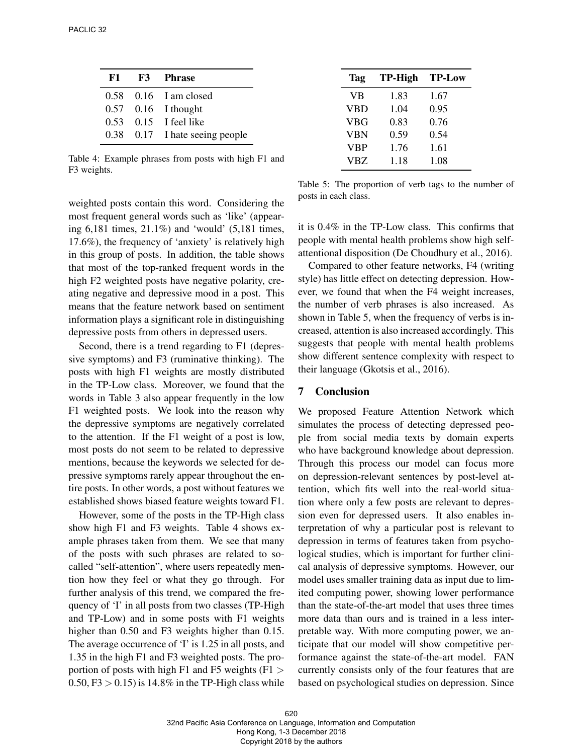| F1 | F3 | Phrase |
|---|---|---|
| 0.58 | 0.16 | I am closed |
| 0.57 | 0.16 | I thought |
| 0.53 | 0.15 | I feel like |
| 0.38 | 0.17 | I hate seeing people |

Table 4: Example phrases from posts with high F1 and F3 weights.

weighted posts contain this word. Considering the most frequent general words such as 'like' (appearing 6,181 times, 21.1%) and 'would' (5,181 times, 17.6%), the frequency of 'anxiety' is relatively high in this group of posts. In addition, the table shows that most of the top-ranked frequent words in the high F2 weighted posts have negative polarity, creating negative and depressive mood in a post. This means that the feature network based on sentiment information plays a significant role in distinguishing depressive posts from others in depressed users.

Second, there is a trend regarding to F1 (depressive symptoms) and F3 (ruminative thinking). The posts with high F1 weights are mostly distributed in the TP-Low class. Moreover, we found that the words in Table 3 also appear frequently in the low F1 weighted posts. We look into the reason why the depressive symptoms are negatively correlated to the attention. If the F1 weight of a post is low, most posts do not seem to be related to depressive mentions, because the keywords we selected for depressive symptoms rarely appear throughout the entire posts. In other words, a post without features we established shows biased feature weights toward F1.

However, some of the posts in the TP-High class show high F1 and F3 weights. Table 4 shows example phrases taken from them. We see that many of the posts with such phrases are related to so-called "self-attention", where users repeatedly mention how they feel or what they go through. For further analysis of this trend, we compared the frequency of 'I' in all posts from two classes (TP-High and TP-Low) and in some posts with F1 weights higher than 0.50 and F3 weights higher than 0.15. The average occurrence of 'I' is 1.25 in all posts, and 1.35 in the high F1 and F3 weighted posts. The proportion of posts with high F1 and F5 weights (F1 $>$ 0.50, F3 $>$ 0.15) is 14.8% in the TP-High class while it is 0.4% in the TP-Low class. This confirms that people with mental health problems show high self-attentional disposition (De Choudhury et al., 2016).

| Tag | TP-High | TP-Low |
|---|---|---|
| VB | 1.83 | 1.67 |
| VBD | 1.04 | 0.95 |
| VBG | 0.83 | 0.76 |
| VBN | 0.59 | 0.54 |
| VBP | 1.76 | 1.61 |
| VBZ | 1.18 | 1.08 |

Table 5: The proportion of verb tags to the number of posts in each class.

Compared to other feature networks, F4 (writing style) has little effect on detecting depression. However, we found that when the F4 weight increases, the number of verb phrases is also increased. As shown in Table 5, when the frequency of verbs is increased, attention is also increased accordingly. This suggests that people with mental health problems show different sentence complexity with respect to their language (Gkotsis et al., 2016).

## 7 Conclusion

We proposed Feature Attention Network which simulates the process of detecting depressed people from social media texts by domain experts who have background knowledge about depression. Through this process our model can focus more on depression-relevant sentences by post-level attention, which fits well into the real-world situation where only a few posts are relevant to depression even for depressed users. It also enables interpretation of why a particular post is relevant to depression in terms of features taken from psychological studies, which is important for further clinical analysis of depressive symptoms. However, our model uses smaller training data as input due to limited computing power, showing lower performance than the state-of-the-art model that uses three times more data than ours and is trained in a less interpretable way. With more computing power, we anticipate that our model will show competitive performance against the state-of-the-art model. FAN currently consists only of the four features that are based on psychological studies on depression. Since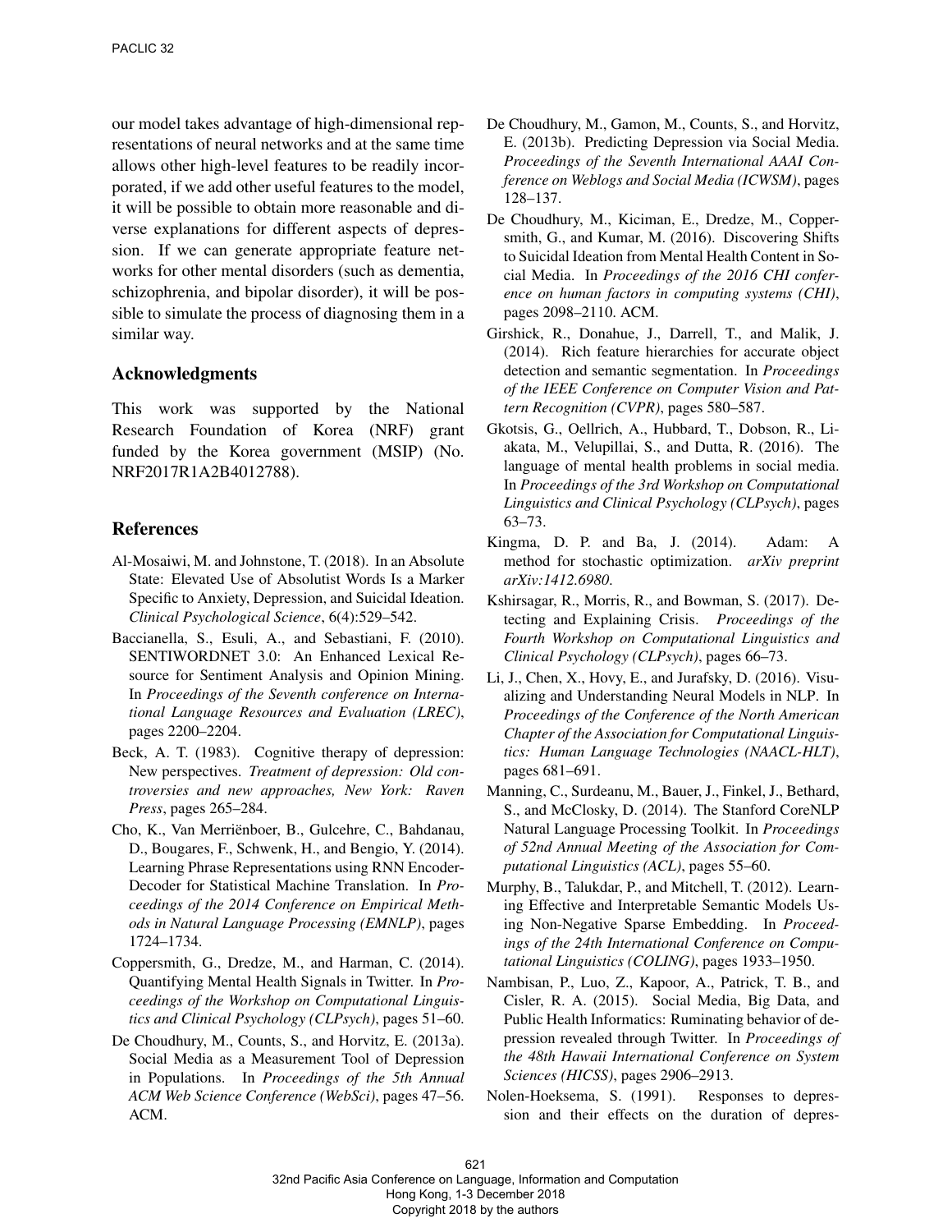our model takes advantage of high-dimensional representations of neural networks and at the same time allows other high-level features to be readily incorporated, if we add other useful features to the model, it will be possible to obtain more reasonable and diverse explanations for different aspects of depression. If we can generate appropriate feature networks for other mental disorders (such as dementia, schizophrenia, and bipolar disorder), it will be possible to simulate the process of diagnosing them in a similar way.

## Acknowledgments

This work was supported by the National Research Foundation of Korea (NRF) grant funded by the Korea government (MSIP) (No. NRF2017R1A2B4012788).

## References

Al-Mosaiwi, M. and Johnstone, T. (2018). In an Absolute State: Elevated Use of Absolutist Words Is a Marker Specific to Anxiety, Depression, and Suicidal Ideation. *Clinical Psychological Science*, 6(4):529–542.

Baccianella, S., Esuli, A., and Sebastiani, F. (2010). SENTIWORDNET 3.0: An Enhanced Lexical Resource for Sentiment Analysis and Opinion Mining. In *Proceedings of the Seventh conference on International Language Resources and Evaluation (LREC)*, pages 2200–2204.

Beck, A. T. (1983). Cognitive therapy of depression: New perspectives. *Treatment of depression: Old controversies and new approaches, New York: Raven Press*, pages 265–284.

Cho, K., Van Merriënboer, B., Gulcehre, C., Bahdanau, D., Bougares, F., Schwenk, H., and Bengio, Y. (2014). Learning Phrase Representations using RNN Encoder-Decoder for Statistical Machine Translation. In *Proceedings of the 2014 Conference on Empirical Methods in Natural Language Processing (EMNLP)*, pages 1724–1734.

Coppersmith, G., Dredze, M., and Harman, C. (2014). Quantifying Mental Health Signals in Twitter. In *Proceedings of the Workshop on Computational Linguistics and Clinical Psychology (CLPsych)*, pages 51–60.

De Choudhury, M., Counts, S., and Horvitz, E. (2013a). Social Media as a Measurement Tool of Depression in Populations. In *Proceedings of the 5th Annual ACM Web Science Conference (WebSci)*, pages 47–56. ACM.

De Choudhury, M., Gamon, M., Counts, S., and Horvitz, E. (2013b). Predicting Depression via Social Media. *Proceedings of the Seventh International AAAI Conference on Weblogs and Social Media (ICWSM)*, pages 128–137.

De Choudhury, M., Kiciman, E., Dredze, M., Coppersmith, G., and Kumar, M. (2016). Discovering Shifts to Suicidal Ideation from Mental Health Content in Social Media. In *Proceedings of the 2016 CHI conference on human factors in computing systems (CHI)*, pages 2098–2110. ACM.

Girshick, R., Donahue, J., Darrell, T., and Malik, J. (2014). Rich feature hierarchies for accurate object detection and semantic segmentation. In *Proceedings of the IEEE Conference on Computer Vision and Pattern Recognition (CVPR)*, pages 580–587.

Gkotsis, G., Oellrich, A., Hubbard, T., Dobson, R., Liakata, M., Velupillai, S., and Dutta, R. (2016). The language of mental health problems in social media. In *Proceedings of the 3rd Workshop on Computational Linguistics and Clinical Psychology (CLPsych)*, pages 63–73.

Kingma, D. P. and Ba, J. (2014). Adam: A method for stochastic optimization. *arXiv preprint arXiv:1412.6980*.

Kshirsagar, R., Morris, R., and Bowman, S. (2017). Detecting and Explaining Crisis. *Proceedings of the Fourth Workshop on Computational Linguistics and Clinical Psychology (CLPsych)*, pages 66–73.

Li, J., Chen, X., Hovy, E., and Jurafsky, D. (2016). Visualizing and Understanding Neural Models in NLP. In *Proceedings of the Conference of the North American Chapter of the Association for Computational Linguistics: Human Language Technologies (NAACL-HLT)*, pages 681–691.

Manning, C., Surdeanu, M., Bauer, J., Finkel, J., Bethard, S., and McClosky, D. (2014). The Stanford CoreNLP Natural Language Processing Toolkit. In *Proceedings of 52nd Annual Meeting of the Association for Computational Linguistics (ACL)*, pages 55–60.

Murphy, B., Talukdar, P., and Mitchell, T. (2012). Learning Effective and Interpretable Semantic Models Using Non-Negative Sparse Embedding. In *Proceedings of the 24th International Conference on Computational Linguistics (COLING)*, pages 1933–1950.

Nambisan, P., Luo, Z., Kapoor, A., Patrick, T. B., and Cisler, R. A. (2015). Social Media, Big Data, and Public Health Informatics: Ruminating behavior of depression revealed through Twitter. In *Proceedings of the 48th Hawaii International Conference on System Sciences (HICSS)*, pages 2906–2913.

Nolen-Hoeksema, S. (1991). Responses to depression and their effects on the duration of depres-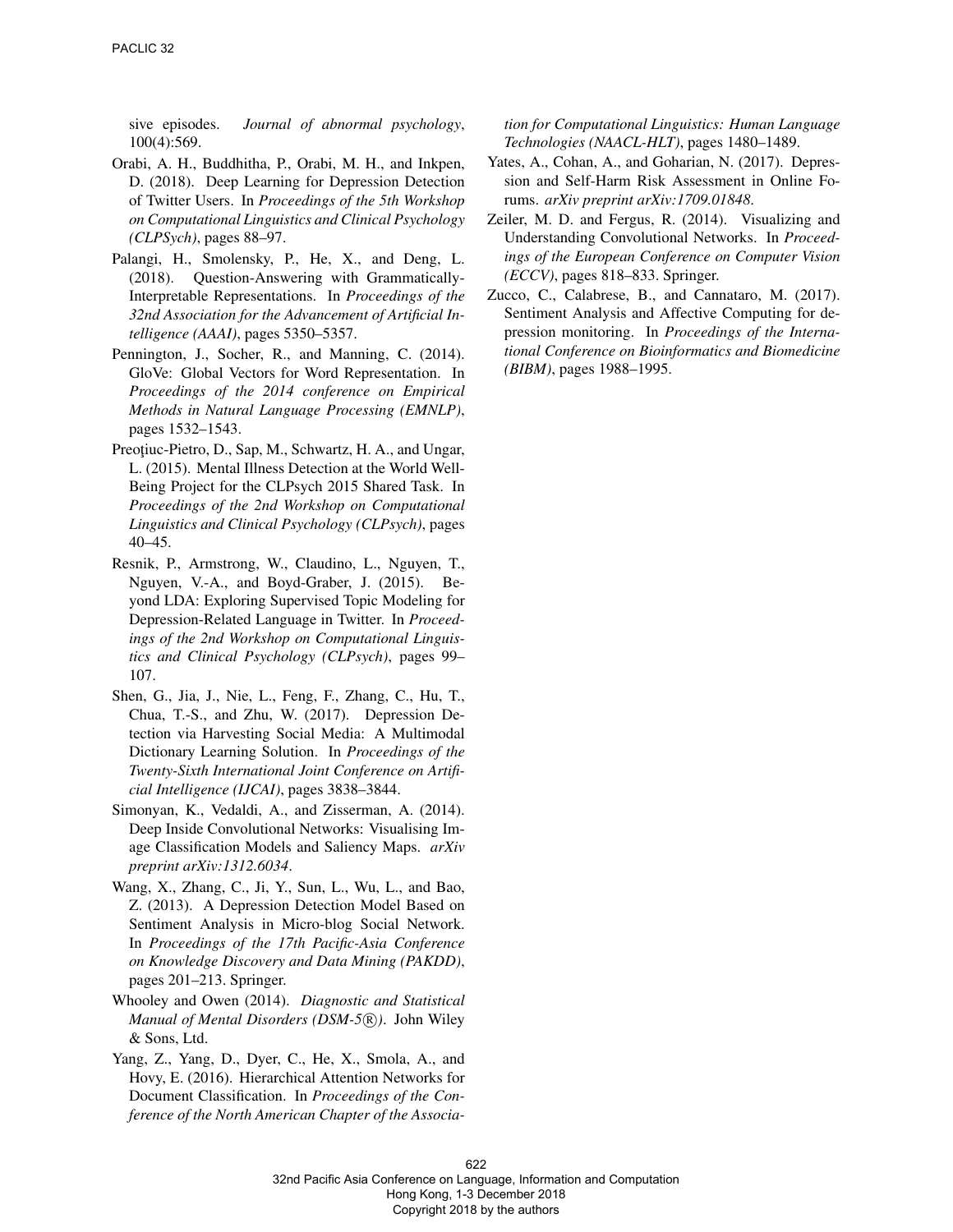sive episodes. *Journal of abnormal psychology*, 100(4):569.

Orabi, A. H., Buddhitha, P., Orabi, M. H., and Inkpen, D. (2018). Deep Learning for Depression Detection of Twitter Users. In *Proceedings of the 5th Workshop on Computational Linguistics and Clinical Psychology (CLPSych)*, pages 88–97.

Palangi, H., Smolensky, P., He, X., and Deng, L. (2018). Question-Answering with Grammatically-Interpretable Representations. In *Proceedings of the 32nd Association for the Advancement of Artificial Intelligence (AAAI)*, pages 5350–5357.

Pennington, J., Socher, R., and Manning, C. (2014). GloVe: Global Vectors for Word Representation. In *Proceedings of the 2014 conference on Empirical Methods in Natural Language Processing (EMNLP)*, pages 1532–1543.

Preoţiuc-Pietro, D., Sap, M., Schwartz, H. A., and Ungar, L. (2015). Mental Illness Detection at the World Well-Being Project for the CLPsych 2015 Shared Task. In *Proceedings of the 2nd Workshop on Computational Linguistics and Clinical Psychology (CLPsych)*, pages 40–45.

Resnik, P., Armstrong, W., Claudino, L., Nguyen, T., Nguyen, V.-A., and Boyd-Graber, J. (2015). Beyond LDA: Exploring Supervised Topic Modeling for Depression-Related Language in Twitter. In *Proceedings of the 2nd Workshop on Computational Linguistics and Clinical Psychology (CLPsych)*, pages 99–107.

Shen, G., Jia, J., Nie, L., Feng, F., Zhang, C., Hu, T., Chua, T.-S., and Zhu, W. (2017). Depression Detection via Harvesting Social Media: A Multimodal Dictionary Learning Solution. In *Proceedings of the Twenty-Sixth International Joint Conference on Artificial Intelligence (IJCAI)*, pages 3838–3844.

Simonyan, K., Vedaldi, A., and Zisserman, A. (2014). Deep Inside Convolutional Networks: Visualising Image Classification Models and Saliency Maps. *arXiv preprint arXiv:1312.6034*.

Wang, X., Zhang, C., Ji, Y., Sun, L., Wu, L., and Bao, Z. (2013). A Depression Detection Model Based on Sentiment Analysis in Micro-blog Social Network. In *Proceedings of the 17th Pacific-Asia Conference on Knowledge Discovery and Data Mining (PAKDD)*, pages 201–213. Springer.

Whooley and Owen (2014). *Diagnostic and Statistical Manual of Mental Disorders (DSM-5®)*. John Wiley & Sons, Ltd.

Yang, Z., Yang, D., Dyer, C., He, X., Smola, A., and Hovy, E. (2016). Hierarchical Attention Networks for Document Classification. In *Proceedings of the Conference of the North American Chapter of the Association for Computational Linguistics: Human Language Technologies (NAACL-HLT)*, pages 1480–1489.

Yates, A., Cohan, A., and Goharian, N. (2017). Depression and Self-Harm Risk Assessment in Online Forums. *arXiv preprint arXiv:1709.01848*.

Zeiler, M. D. and Fergus, R. (2014). Visualizing and Understanding Convolutional Networks. In *Proceedings of the European Conference on Computer Vision (ECCV)*, pages 818–833. Springer.

Zucco, C., Calabrese, B., and Cannataro, M. (2017). Sentiment Analysis and Affective Computing for depression monitoring. In *Proceedings of the International Conference on Bioinformatics and Biomedicine (BIBM)*, pages 1988–1995.